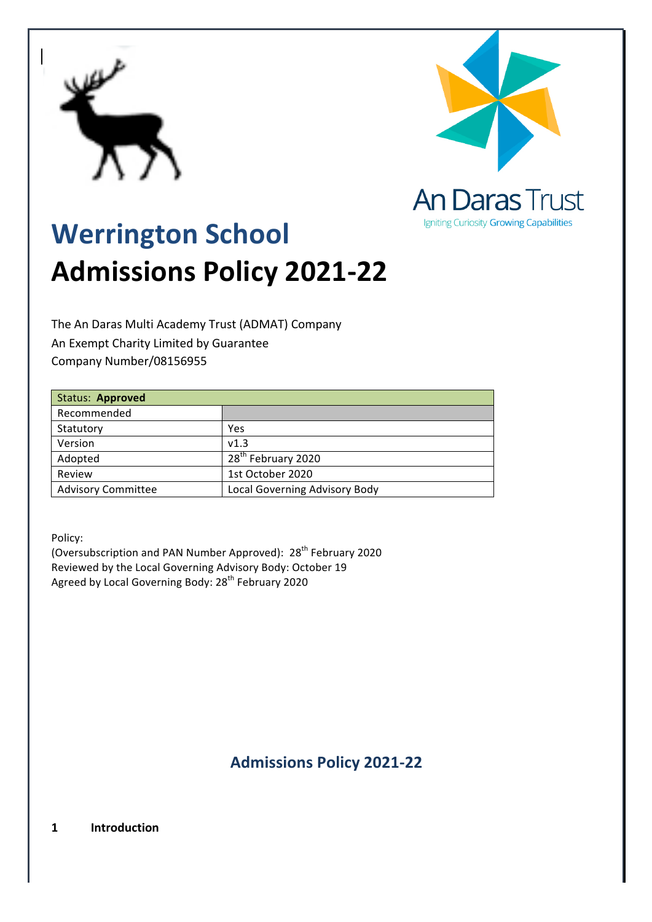# Werrington School

# Admissions Policy 2021-22

The An Daras Multi Academy Trust (ADMAT) Company
An Exempt Charity Limited by Guarantee
Company Number/08156955

| Status: **Approved** | |
|---|---|
| Recommended | |
| Statutory | Yes |
| Version | v1.3 |
| Adopted | 28th February 2020 |
| Review | 1st October 2020 |
| Advisory Committee | Local Governing Advisory Body |

Policy:
(Oversubscription and PAN Number Approved): 28th February 2020
Reviewed by the Local Governing Advisory Body: October 19
Agreed by Local Governing Body: 28th February 2020

## Admissions Policy 2021-22

**1 Introduction**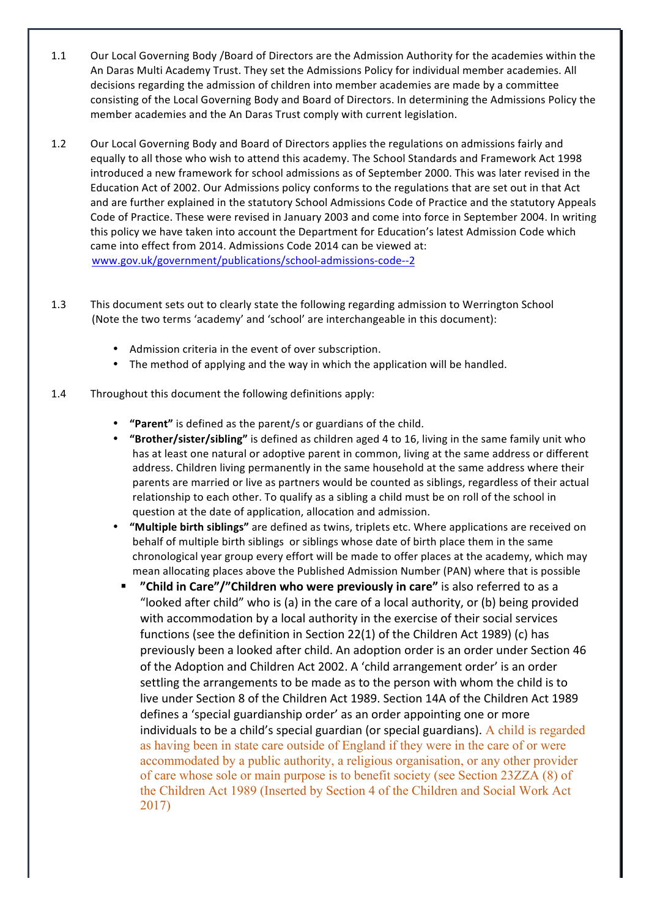1.1 Our Local Governing Body /Board of Directors are the Admission Authority for the academies within the An Daras Multi Academy Trust. They set the Admissions Policy for individual member academies. All decisions regarding the admission of children into member academies are made by a committee consisting of the Local Governing Body and Board of Directors. In determining the Admissions Policy the member academies and the An Daras Trust comply with current legislation.

1.2 Our Local Governing Body and Board of Directors applies the regulations on admissions fairly and equally to all those who wish to attend this academy. The School Standards and Framework Act 1998 introduced a new framework for school admissions as of September 2000. This was later revised in the Education Act of 2002. Our Admissions policy conforms to the regulations that are set out in that Act and are further explained in the statutory School Admissions Code of Practice and the statutory Appeals Code of Practice. These were revised in January 2003 and come into force in September 2004. In writing this policy we have taken into account the Department for Education's latest Admission Code which came into effect from 2014. Admissions Code 2014 can be viewed at: [www.gov.uk/government/publications/school-admissions-code--2](www.gov.uk/government/publications/school-admissions-code--2)

1.3 This document sets out to clearly state the following regarding admission to Werrington School (Note the two terms 'academy' and 'school' are interchangeable in this document):

- Admission criteria in the event of over subscription.
- The method of applying and the way in which the application will be handled.

1.4 Throughout this document the following definitions apply:

- **"Parent"** is defined as the parent/s or guardians of the child.
- **"Brother/sister/sibling"** is defined as children aged 4 to 16, living in the same family unit who has at least one natural or adoptive parent in common, living at the same address or different address. Children living permanently in the same household at the same address where their parents are married or live as partners would be counted as siblings, regardless of their actual relationship to each other. To qualify as a sibling a child must be on roll of the school in question at the date of application, allocation and admission.
- **"Multiple birth siblings"** are defined as twins, triplets etc. Where applications are received on behalf of multiple birth siblings or siblings whose date of birth place them in the same chronological year group every effort will be made to offer places at the academy, which may mean allocating places above the Published Admission Number (PAN) where that is possible
- **"Child in Care"/"Children who were previously in care"** is also referred to as a "looked after child" who is (a) in the care of a local authority, or (b) being provided with accommodation by a local authority in the exercise of their social services functions (see the definition in Section 22(1) of the Children Act 1989) (c) has previously been a looked after child. An adoption order is an order under Section 46 of the Adoption and Children Act 2002. A 'child arrangement order' is an order settling the arrangements to be made as to the person with whom the child is to live under Section 8 of the Children Act 1989. Section 14A of the Children Act 1989 defines a 'special guardianship order' as an order appointing one or more individuals to be a child's special guardian (or special guardians). A child is regarded as having been in state care outside of England if they were in the care of or were accommodated by a public authority, a religious organisation, or any other provider of care whose sole or main purpose is to benefit society (see Section 23ZZA (8) of the Children Act 1989 (Inserted by Section 4 of the Children and Social Work Act 2017)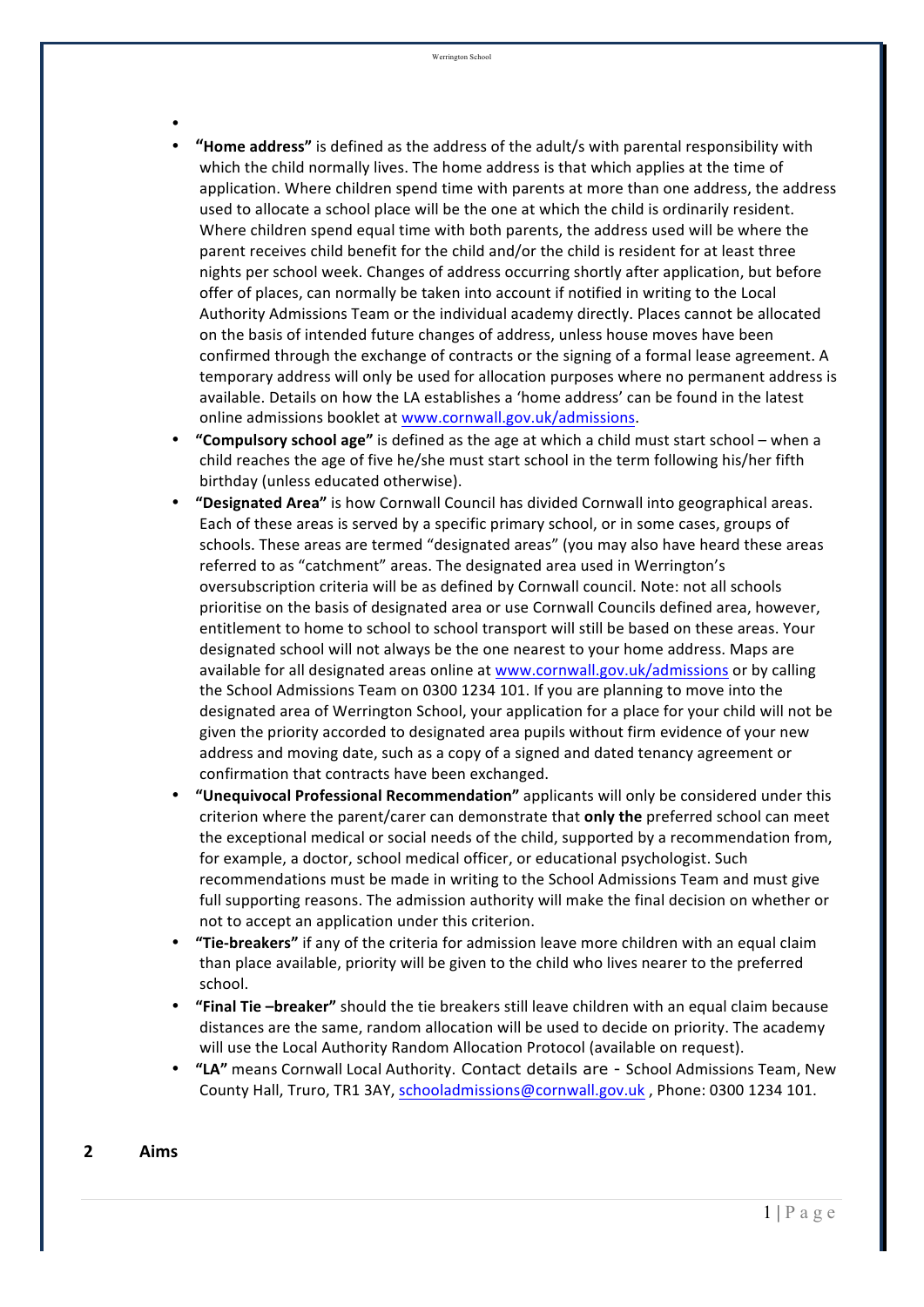- **"Home address"** is defined as the address of the adult/s with parental responsibility with which the child normally lives. The home address is that which applies at the time of application. Where children spend time with parents at more than one address, the address used to allocate a school place will be the one at which the child is ordinarily resident. Where children spend equal time with both parents, the address used will be where the parent receives child benefit for the child and/or the child is resident for at least three nights per school week. Changes of address occurring shortly after application, but before offer of places, can normally be taken into account if notified in writing to the Local Authority Admissions Team or the individual academy directly. Places cannot be allocated on the basis of intended future changes of address, unless house moves have been confirmed through the exchange of contracts or the signing of a formal lease agreement. A temporary address will only be used for allocation purposes where no permanent address is available. Details on how the LA establishes a 'home address' can be found in the latest online admissions booklet at www.cornwall.gov.uk/admissions.
- **"Compulsory school age"** is defined as the age at which a child must start school – when a child reaches the age of five he/she must start school in the term following his/her fifth birthday (unless educated otherwise).
- **"Designated Area"** is how Cornwall Council has divided Cornwall into geographical areas. Each of these areas is served by a specific primary school, or in some cases, groups of schools. These areas are termed "designated areas" (you may also have heard these areas referred to as "catchment" areas. The designated area used in Werrington's oversubscription criteria will be as defined by Cornwall council. Note: not all schools prioritise on the basis of designated area or use Cornwall Councils defined area, however, entitlement to home to school to school transport will still be based on these areas. Your designated school will not always be the one nearest to your home address. Maps are available for all designated areas online at www.cornwall.gov.uk/admissions or by calling the School Admissions Team on 0300 1234 101. If you are planning to move into the designated area of Werrington School, your application for a place for your child will not be given the priority accorded to designated area pupils without firm evidence of your new address and moving date, such as a copy of a signed and dated tenancy agreement or confirmation that contracts have been exchanged.
- **"Unequivocal Professional Recommendation"** applicants will only be considered under this criterion where the parent/carer can demonstrate that **only the** preferred school can meet the exceptional medical or social needs of the child, supported by a recommendation from, for example, a doctor, school medical officer, or educational psychologist. Such recommendations must be made in writing to the School Admissions Team and must give full supporting reasons. The admission authority will make the final decision on whether or not to accept an application under this criterion.
- **"Tie-breakers"** if any of the criteria for admission leave more children with an equal claim than place available, priority will be given to the child who lives nearer to the preferred school.
- **"Final Tie –breaker"** should the tie breakers still leave children with an equal claim because distances are the same, random allocation will be used to decide on priority. The academy will use the Local Authority Random Allocation Protocol (available on request).
- **"LA"** means Cornwall Local Authority. Contact details are - School Admissions Team, New County Hall, Truro, TR1 3AY, schooladmissions@cornwall.gov.uk , Phone: 0300 1234 101.

## 2 Aims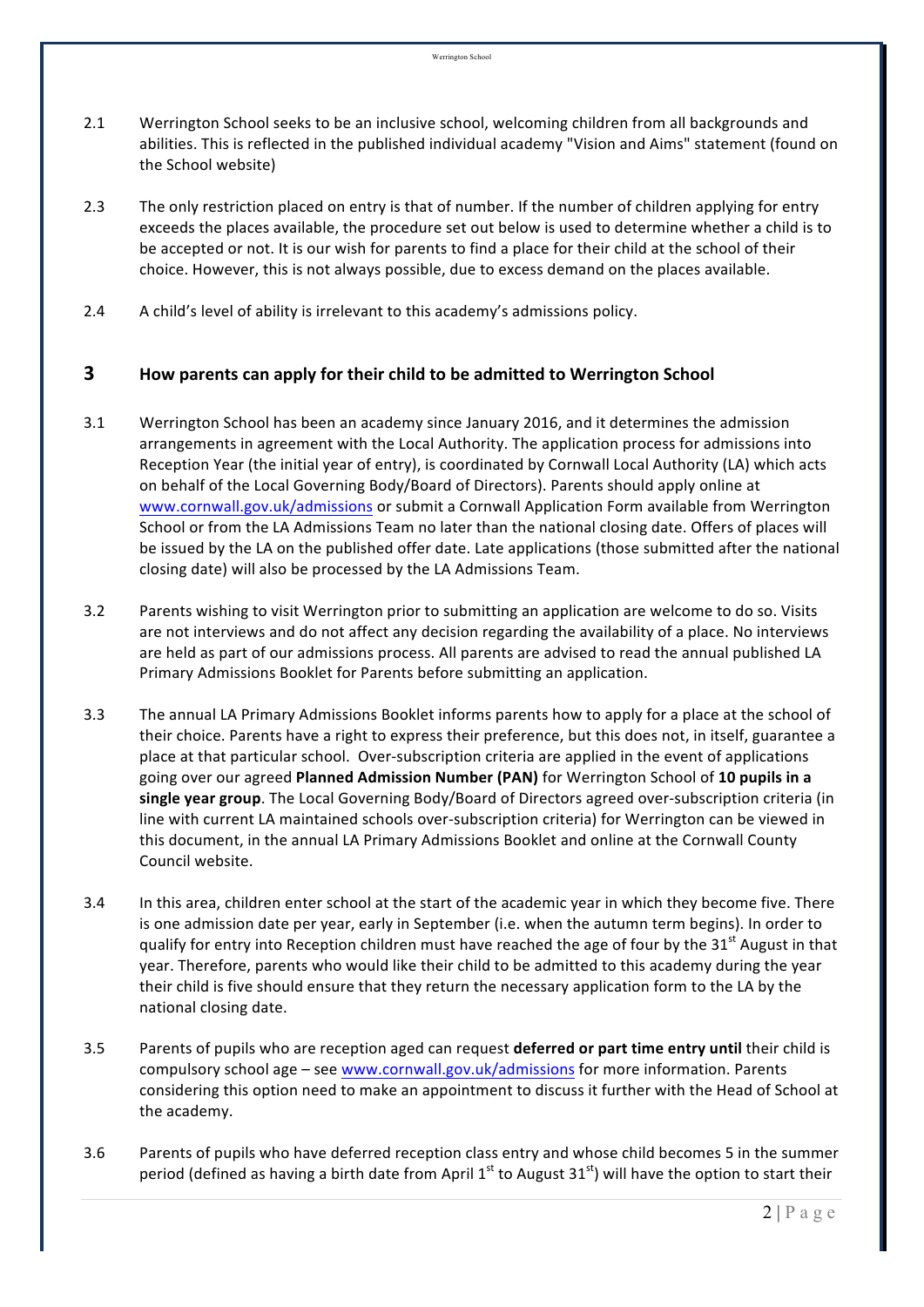2.1 Werrington School seeks to be an inclusive school, welcoming children from all backgrounds and abilities. This is reflected in the published individual academy "Vision and Aims" statement (found on the School website)

2.3 The only restriction placed on entry is that of number. If the number of children applying for entry exceeds the places available, the procedure set out below is used to determine whether a child is to be accepted or not. It is our wish for parents to find a place for their child at the school of their choice. However, this is not always possible, due to excess demand on the places available.

2.4 A child's level of ability is irrelevant to this academy's admissions policy.

## 3 How parents can apply for their child to be admitted to Werrington School

3.1 Werrington School has been an academy since January 2016, and it determines the admission arrangements in agreement with the Local Authority. The application process for admissions into Reception Year (the initial year of entry), is coordinated by Cornwall Local Authority (LA) which acts on behalf of the Local Governing Body/Board of Directors). Parents should apply online at www.cornwall.gov.uk/admissions or submit a Cornwall Application Form available from Werrington School or from the LA Admissions Team no later than the national closing date. Offers of places will be issued by the LA on the published offer date. Late applications (those submitted after the national closing date) will also be processed by the LA Admissions Team.

3.2 Parents wishing to visit Werrington prior to submitting an application are welcome to do so. Visits are not interviews and do not affect any decision regarding the availability of a place. No interviews are held as part of our admissions process. All parents are advised to read the annual published LA Primary Admissions Booklet for Parents before submitting an application.

3.3 The annual LA Primary Admissions Booklet informs parents how to apply for a place at the school of their choice. Parents have a right to express their preference, but this does not, in itself, guarantee a place at that particular school. Over-subscription criteria are applied in the event of applications going over our agreed **Planned Admission Number (PAN)** for Werrington School of **10 pupils in a single year group**. The Local Governing Body/Board of Directors agreed over-subscription criteria (in line with current LA maintained schools over-subscription criteria) for Werrington can be viewed in this document, in the annual LA Primary Admissions Booklet and online at the Cornwall County Council website.

3.4 In this area, children enter school at the start of the academic year in which they become five. There is one admission date per year, early in September (i.e. when the autumn term begins). In order to qualify for entry into Reception children must have reached the age of four by the 31st August in that year. Therefore, parents who would like their child to be admitted to this academy during the year their child is five should ensure that they return the necessary application form to the LA by the national closing date.

3.5 Parents of pupils who are reception aged can request **deferred or part time entry until** their child is compulsory school age – see www.cornwall.gov.uk/admissions for more information. Parents considering this option need to make an appointment to discuss it further with the Head of School at the academy.

3.6 Parents of pupils who have deferred reception class entry and whose child becomes 5 in the summer period (defined as having a birth date from April 1st to August 31st) will have the option to start their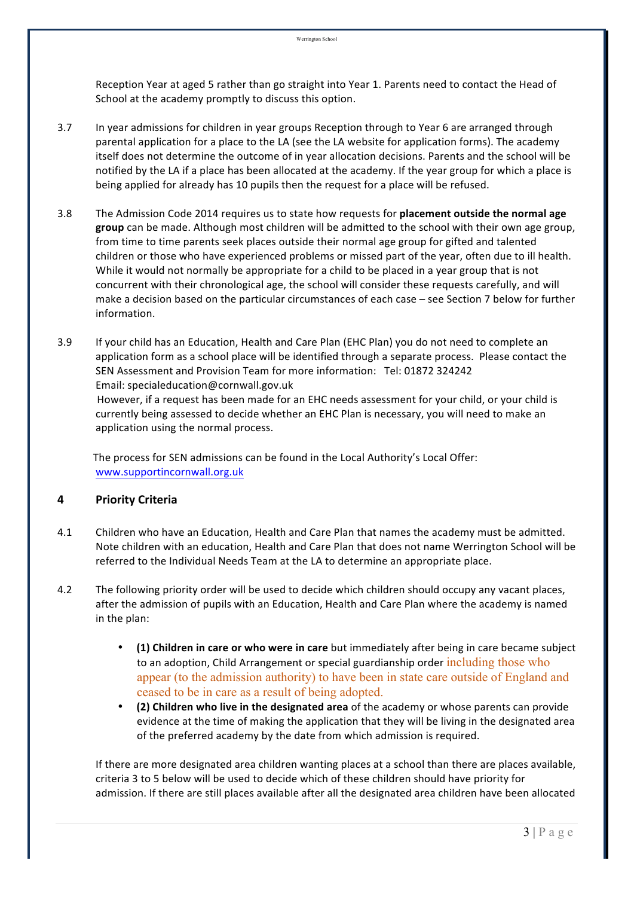Reception Year at aged 5 rather than go straight into Year 1. Parents need to contact the Head of School at the academy promptly to discuss this option.

3.7 In year admissions for children in year groups Reception through to Year 6 are arranged through parental application for a place to the LA (see the LA website for application forms). The academy itself does not determine the outcome of in year allocation decisions. Parents and the school will be notified by the LA if a place has been allocated at the academy. If the year group for which a place is being applied for already has 10 pupils then the request for a place will be refused.

3.8 The Admission Code 2014 requires us to state how requests for **placement outside the normal age group** can be made. Although most children will be admitted to the school with their own age group, from time to time parents seek places outside their normal age group for gifted and talented children or those who have experienced problems or missed part of the year, often due to ill health. While it would not normally be appropriate for a child to be placed in a year group that is not concurrent with their chronological age, the school will consider these requests carefully, and will make a decision based on the particular circumstances of each case – see Section 7 below for further information.

3.9 If your child has an Education, Health and Care Plan (EHC Plan) you do not need to complete an application form as a school place will be identified through a separate process. Please contact the SEN Assessment and Provision Team for more information: Tel: 01872 324242
Email: specialeducation@cornwall.gov.uk
However, if a request has been made for an EHC needs assessment for your child, or your child is currently being assessed to decide whether an EHC Plan is necessary, you will need to make an application using the normal process.

The process for SEN admissions can be found in the Local Authority's Local Offer: [www.supportincornwall.org.uk](www.supportincornwall.org.uk)

## 4 Priority Criteria

4.1 Children who have an Education, Health and Care Plan that names the academy must be admitted. Note children with an education, Health and Care Plan that does not name Werrington School will be referred to the Individual Needs Team at the LA to determine an appropriate place.

4.2 The following priority order will be used to decide which children should occupy any vacant places, after the admission of pupils with an Education, Health and Care Plan where the academy is named in the plan:

- **(1) Children in care or who were in care** but immediately after being in care became subject to an adoption, Child Arrangement or special guardianship order including those who appear (to the admission authority) to have been in state care outside of England and ceased to be in care as a result of being adopted.
- **(2) Children who live in the designated area** of the academy or whose parents can provide evidence at the time of making the application that they will be living in the designated area of the preferred academy by the date from which admission is required.

If there are more designated area children wanting places at a school than there are places available, criteria 3 to 5 below will be used to decide which of these children should have priority for admission. If there are still places available after all the designated area children have been allocated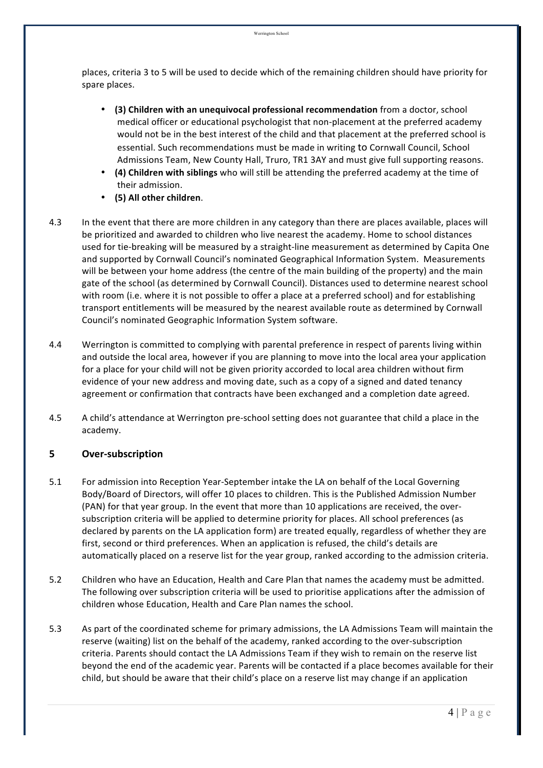places, criteria 3 to 5 will be used to decide which of the remaining children should have priority for spare places.

- **(3) Children with an unequivocal professional recommendation** from a doctor, school medical officer or educational psychologist that non-placement at the preferred academy would not be in the best interest of the child and that placement at the preferred school is essential. Such recommendations must be made in writing to Cornwall Council, School Admissions Team, New County Hall, Truro, TR1 3AY and must give full supporting reasons.
- **(4) Children with siblings** who will still be attending the preferred academy at the time of their admission.
- **(5) All other children**.

4.3 In the event that there are more children in any category than there are places available, places will be prioritized and awarded to children who live nearest the academy. Home to school distances used for tie-breaking will be measured by a straight-line measurement as determined by Capita One and supported by Cornwall Council's nominated Geographical Information System. Measurements will be between your home address (the centre of the main building of the property) and the main gate of the school (as determined by Cornwall Council). Distances used to determine nearest school with room (i.e. where it is not possible to offer a place at a preferred school) and for establishing transport entitlements will be measured by the nearest available route as determined by Cornwall Council's nominated Geographic Information System software.

4.4 Werrington is committed to complying with parental preference in respect of parents living within and outside the local area, however if you are planning to move into the local area your application for a place for your child will not be given priority accorded to local area children without firm evidence of your new address and moving date, such as a copy of a signed and dated tenancy agreement or confirmation that contracts have been exchanged and a completion date agreed.

4.5 A child's attendance at Werrington pre-school setting does not guarantee that child a place in the academy.

## 5 Over-subscription

5.1 For admission into Reception Year-September intake the LA on behalf of the Local Governing Body/Board of Directors, will offer 10 places to children. This is the Published Admission Number (PAN) for that year group. In the event that more than 10 applications are received, the over-subscription criteria will be applied to determine priority for places. All school preferences (as declared by parents on the LA application form) are treated equally, regardless of whether they are first, second or third preferences. When an application is refused, the child's details are automatically placed on a reserve list for the year group, ranked according to the admission criteria.

5.2 Children who have an Education, Health and Care Plan that names the academy must be admitted. The following over subscription criteria will be used to prioritise applications after the admission of children whose Education, Health and Care Plan names the school.

5.3 As part of the coordinated scheme for primary admissions, the LA Admissions Team will maintain the reserve (waiting) list on the behalf of the academy, ranked according to the over-subscription criteria. Parents should contact the LA Admissions Team if they wish to remain on the reserve list beyond the end of the academic year. Parents will be contacted if a place becomes available for their child, but should be aware that their child's place on a reserve list may change if an application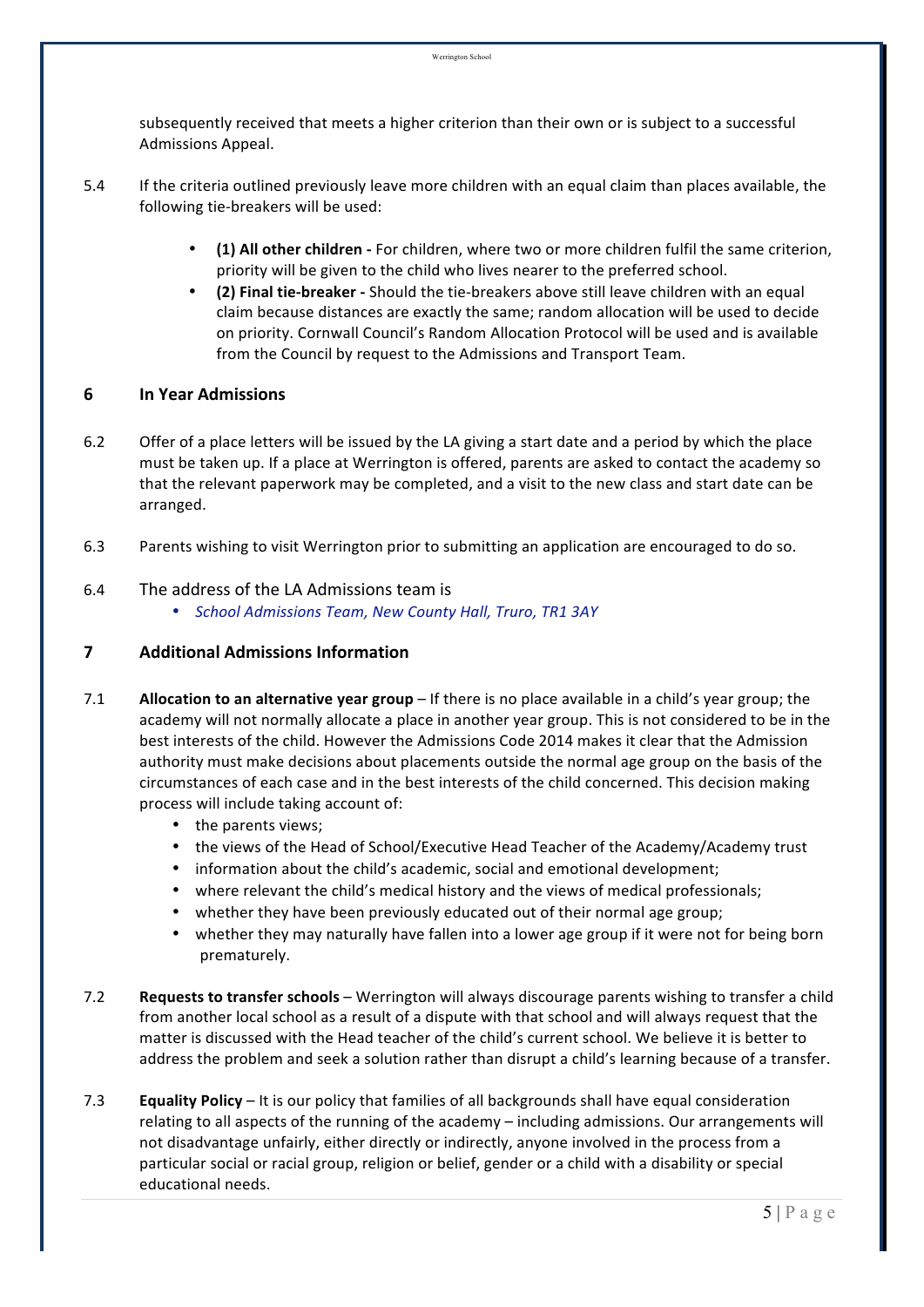subsequently received that meets a higher criterion than their own or is subject to a successful Admissions Appeal.

5.4 If the criteria outlined previously leave more children with an equal claim than places available, the following tie-breakers will be used:

- **(1) All other children -** For children, where two or more children fulfil the same criterion, priority will be given to the child who lives nearer to the preferred school.
- **(2) Final tie-breaker -** Should the tie-breakers above still leave children with an equal claim because distances are exactly the same; random allocation will be used to decide on priority. Cornwall Council's Random Allocation Protocol will be used and is available from the Council by request to the Admissions and Transport Team.

## 6 In Year Admissions

6.2 Offer of a place letters will be issued by the LA giving a start date and a period by which the place must be taken up. If a place at Werrington is offered, parents are asked to contact the academy so that the relevant paperwork may be completed, and a visit to the new class and start date can be arranged.

6.3 Parents wishing to visit Werrington prior to submitting an application are encouraged to do so.

6.4 The address of the LA Admissions team is

- *School Admissions Team, New County Hall, Truro, TR1 3AY*

## 7 Additional Admissions Information

7.1 **Allocation to an alternative year group** – If there is no place available in a child's year group; the academy will not normally allocate a place in another year group. This is not considered to be in the best interests of the child. However the Admissions Code 2014 makes it clear that the Admission authority must make decisions about placements outside the normal age group on the basis of the circumstances of each case and in the best interests of the child concerned. This decision making process will include taking account of:

- the parents views;
- the views of the Head of School/Executive Head Teacher of the Academy/Academy trust
- information about the child's academic, social and emotional development;
- where relevant the child's medical history and the views of medical professionals;
- whether they have been previously educated out of their normal age group;
- whether they may naturally have fallen into a lower age group if it were not for being born prematurely.

7.2 **Requests to transfer schools** – Werrington will always discourage parents wishing to transfer a child from another local school as a result of a dispute with that school and will always request that the matter is discussed with the Head teacher of the child's current school. We believe it is better to address the problem and seek a solution rather than disrupt a child's learning because of a transfer.

7.3 **Equality Policy** – It is our policy that families of all backgrounds shall have equal consideration relating to all aspects of the running of the academy – including admissions. Our arrangements will not disadvantage unfairly, either directly or indirectly, anyone involved in the process from a particular social or racial group, religion or belief, gender or a child with a disability or special educational needs.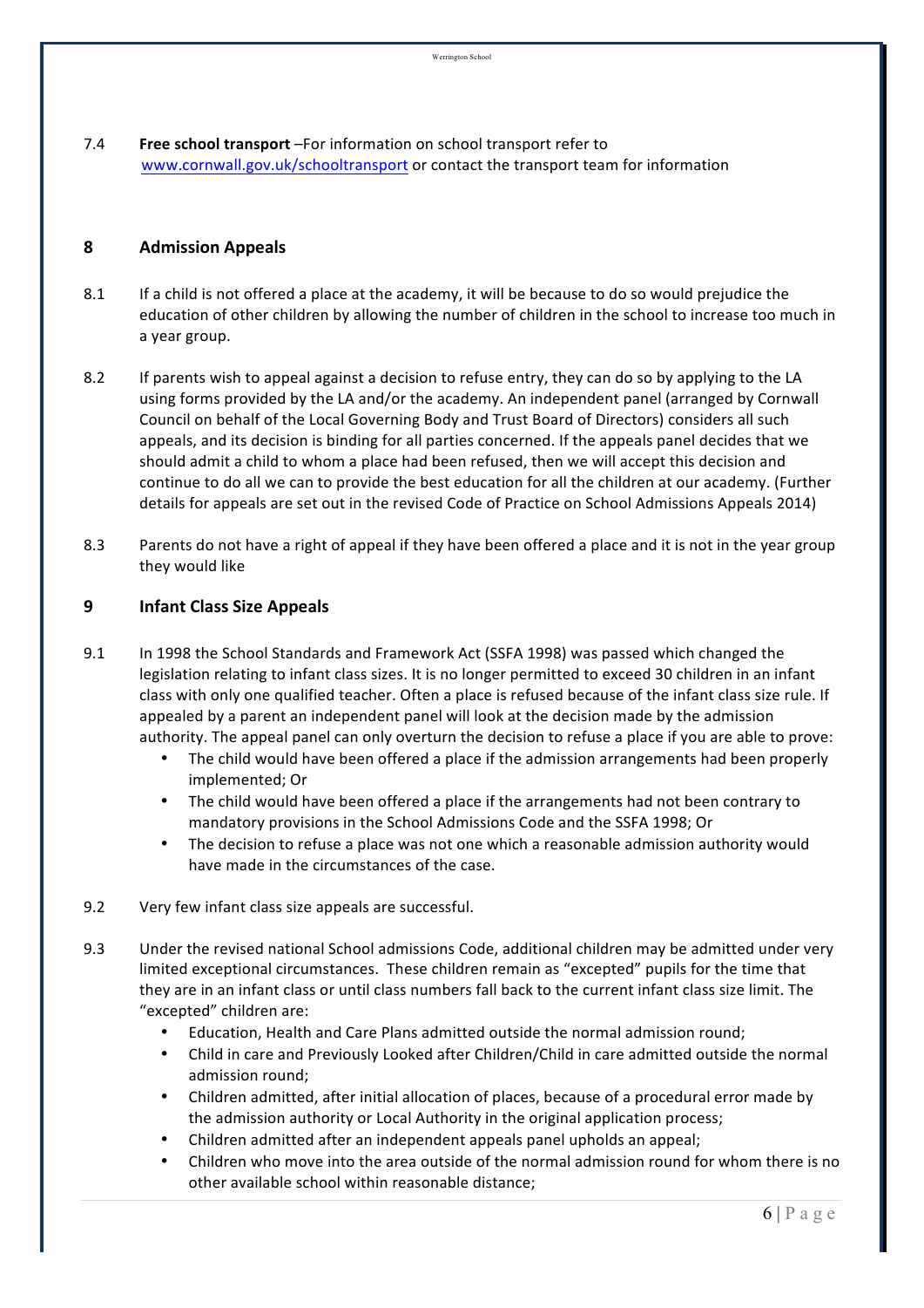7.4 **Free school transport** –For information on school transport refer to www.cornwall.gov.uk/schooltransport or contact the transport team for information

## 8 Admission Appeals

8.1 If a child is not offered a place at the academy, it will be because to do so would prejudice the education of other children by allowing the number of children in the school to increase too much in a year group.

8.2 If parents wish to appeal against a decision to refuse entry, they can do so by applying to the LA using forms provided by the LA and/or the academy. An independent panel (arranged by Cornwall Council on behalf of the Local Governing Body and Trust Board of Directors) considers all such appeals, and its decision is binding for all parties concerned. If the appeals panel decides that we should admit a child to whom a place had been refused, then we will accept this decision and continue to do all we can to provide the best education for all the children at our academy. (Further details for appeals are set out in the revised Code of Practice on School Admissions Appeals 2014)

8.3 Parents do not have a right of appeal if they have been offered a place and it is not in the year group they would like

## 9 Infant Class Size Appeals

9.1 In 1998 the School Standards and Framework Act (SSFA 1998) was passed which changed the legislation relating to infant class sizes. It is no longer permitted to exceed 30 children in an infant class with only one qualified teacher. Often a place is refused because of the infant class size rule. If appealed by a parent an independent panel will look at the decision made by the admission authority. The appeal panel can only overturn the decision to refuse a place if you are able to prove:

- The child would have been offered a place if the admission arrangements had been properly implemented; Or
- The child would have been offered a place if the arrangements had not been contrary to mandatory provisions in the School Admissions Code and the SSFA 1998; Or
- The decision to refuse a place was not one which a reasonable admission authority would have made in the circumstances of the case.

9.2 Very few infant class size appeals are successful.

9.3 Under the revised national School admissions Code, additional children may be admitted under very limited exceptional circumstances. These children remain as "excepted" pupils for the time that they are in an infant class or until class numbers fall back to the current infant class size limit. The "excepted" children are:

- Education, Health and Care Plans admitted outside the normal admission round;
- Child in care and Previously Looked after Children/Child in care admitted outside the normal admission round;
- Children admitted, after initial allocation of places, because of a procedural error made by the admission authority or Local Authority in the original application process;
- Children admitted after an independent appeals panel upholds an appeal;
- Children who move into the area outside of the normal admission round for whom there is no other available school within reasonable distance;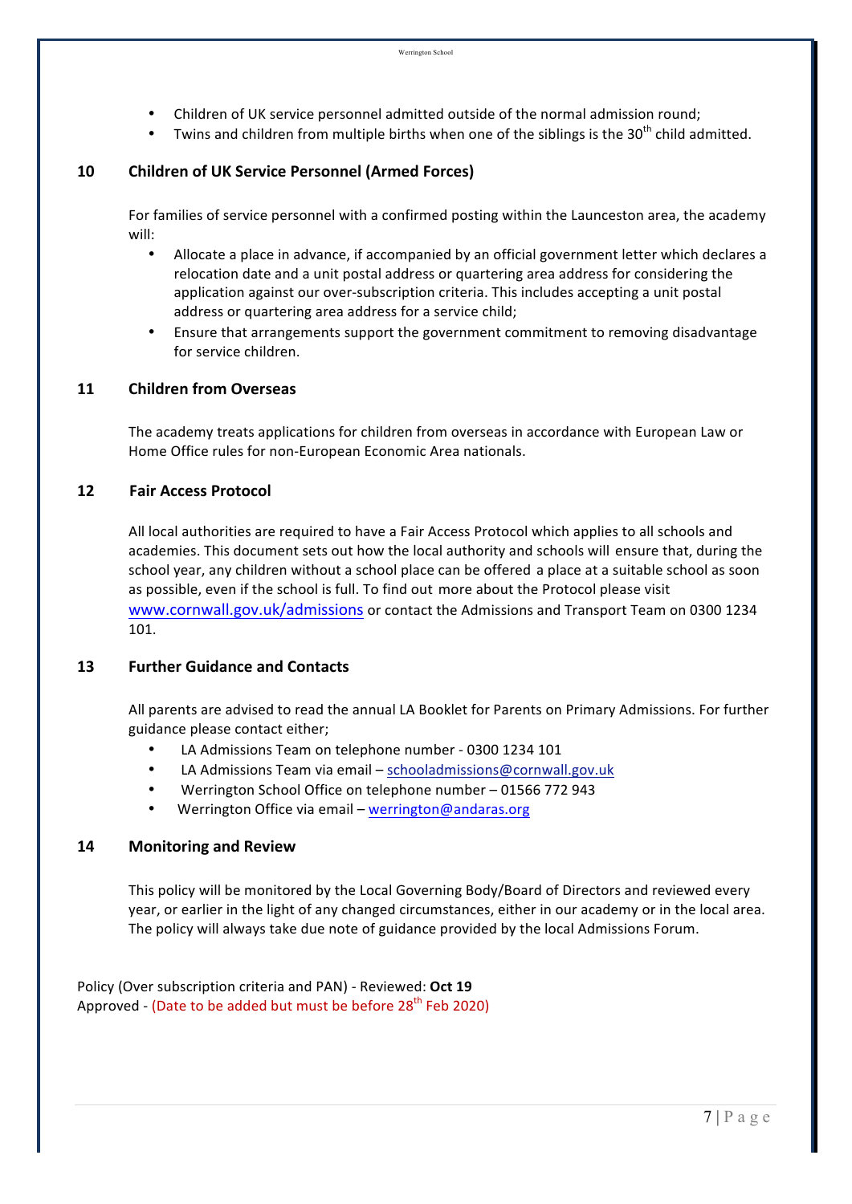- Children of UK service personnel admitted outside of the normal admission round;
- Twins and children from multiple births when one of the siblings is the 30th child admitted.

## 10 Children of UK Service Personnel (Armed Forces)

For families of service personnel with a confirmed posting within the Launceston area, the academy will:

- Allocate a place in advance, if accompanied by an official government letter which declares a relocation date and a unit postal address or quartering area address for considering the application against our over-subscription criteria. This includes accepting a unit postal address or quartering area address for a service child;
- Ensure that arrangements support the government commitment to removing disadvantage for service children.

## 11 Children from Overseas

The academy treats applications for children from overseas in accordance with European Law or Home Office rules for non-European Economic Area nationals.

## 12 Fair Access Protocol

All local authorities are required to have a Fair Access Protocol which applies to all schools and academies. This document sets out how the local authority and schools will ensure that, during the school year, any children without a school place can be offered a place at a suitable school as soon as possible, even if the school is full. To find out more about the Protocol please visit www.cornwall.gov.uk/admissions or contact the Admissions and Transport Team on 0300 1234 101.

## 13 Further Guidance and Contacts

All parents are advised to read the annual LA Booklet for Parents on Primary Admissions. For further guidance please contact either;

- LA Admissions Team on telephone number - 0300 1234 101
- LA Admissions Team via email – schooladmissions@cornwall.gov.uk
- Werrington School Office on telephone number – 01566 772 943
- Werrington Office via email – werrington@andaras.org

## 14 Monitoring and Review

This policy will be monitored by the Local Governing Body/Board of Directors and reviewed every year, or earlier in the light of any changed circumstances, either in our academy or in the local area. The policy will always take due note of guidance provided by the local Admissions Forum.

Policy (Over subscription criteria and PAN) - Reviewed: **Oct 19**
Approved - (Date to be added but must be before 28th Feb 2020)